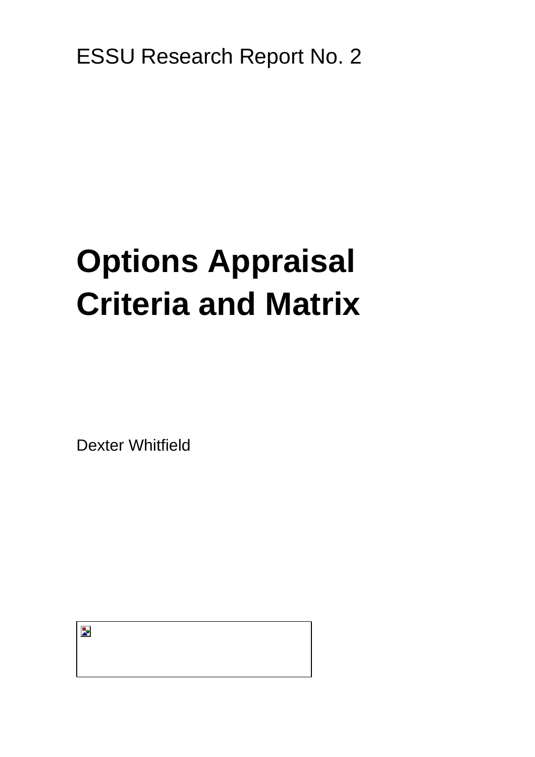ESSU Research Report No. 2

# Options Appraisal Criteria and Matrix

Dexter Whitfield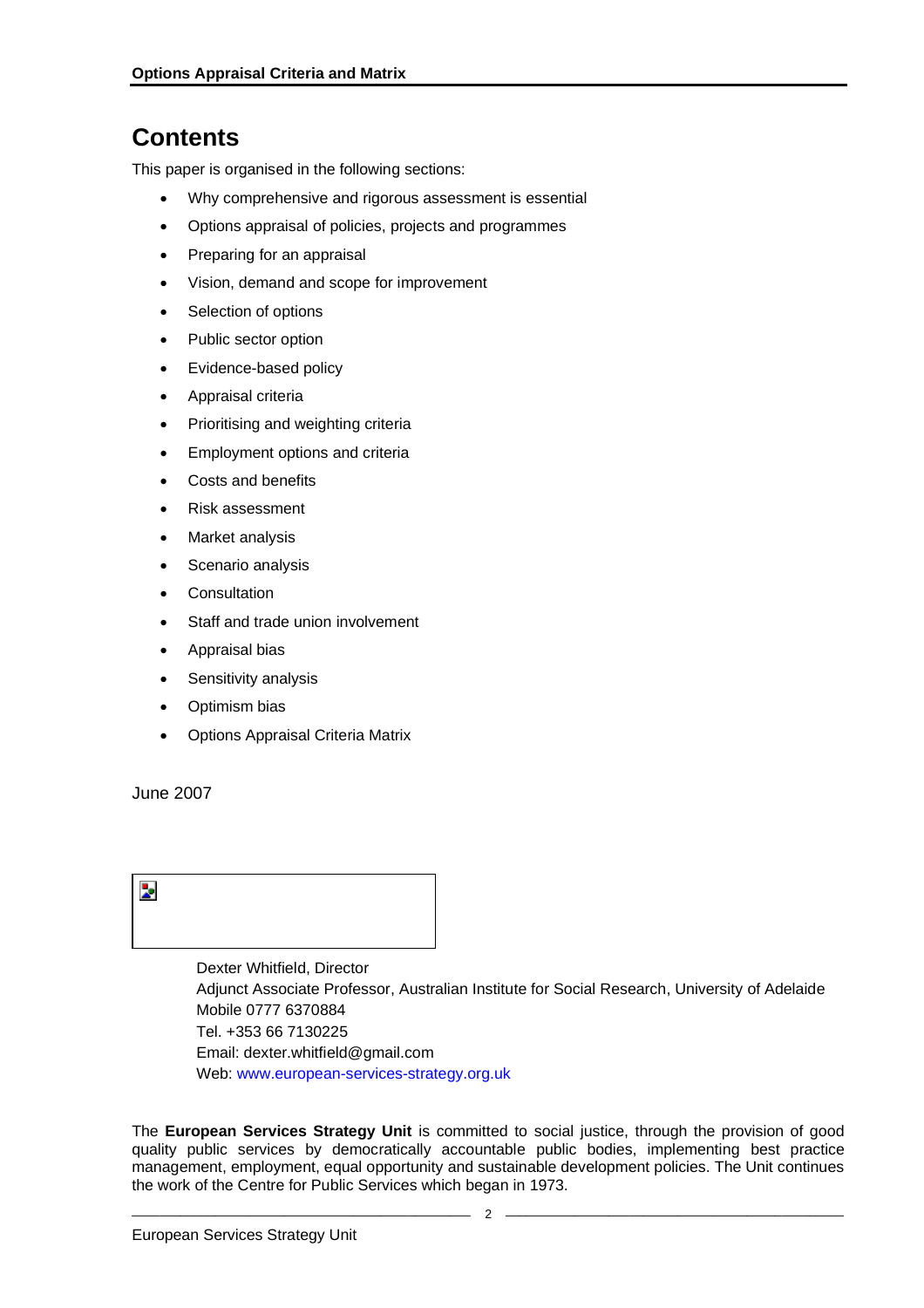# Contents

This paper is organised in the following sections:

- Why comprehensive and rigorous assessment is essential
- Options appraisal of policies, projects and programmes
- Preparing for an appraisal
- Vision, demand and scope for improvement
- Selection of options
- Public sector option
- Evidence-based policy
- Appraisal criteria
- Prioritising and weighting criteria
- Employment options and criteria
- Costs and benefits
- Risk assessment
- Market analysis
- Scenario analysis
- Consultation
- Staff and trade union involvement
- Appraisal bias
- Sensitivity analysis
- Optimism bias
- Options Appraisal Criteria Matrix

June 2007

Dexter Whitfield, Director
Adjunct Associate Professor, Australian Institute for Social Research, University of Adelaide
Mobile 0777 6370884
Tel. +353 66 7130225
Email: dexter.whitfield@gmail.com
Web: www.european-services-strategy.org.uk

The **European Services Strategy Unit** is committed to social justice, through the provision of good quality public services by democratically accountable public bodies, implementing best practice management, employment, equal opportunity and sustainable development policies. The Unit continues the work of the Centre for Public Services which began in 1973.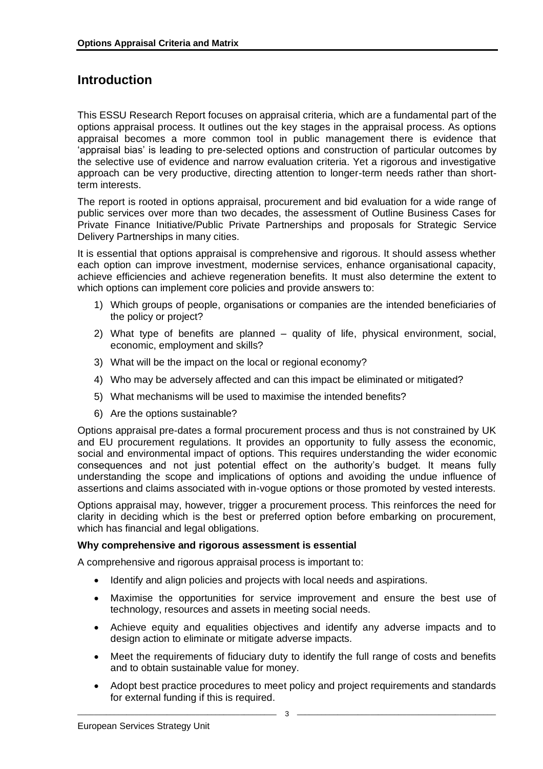# Introduction

This ESSU Research Report focuses on appraisal criteria, which are a fundamental part of the options appraisal process. It outlines out the key stages in the appraisal process. As options appraisal becomes a more common tool in public management there is evidence that 'appraisal bias' is leading to pre-selected options and construction of particular outcomes by the selective use of evidence and narrow evaluation criteria. Yet a rigorous and investigative approach can be very productive, directing attention to longer-term needs rather than short-term interests.

The report is rooted in options appraisal, procurement and bid evaluation for a wide range of public services over more than two decades, the assessment of Outline Business Cases for Private Finance Initiative/Public Private Partnerships and proposals for Strategic Service Delivery Partnerships in many cities.

It is essential that options appraisal is comprehensive and rigorous. It should assess whether each option can improve investment, modernise services, enhance organisational capacity, achieve efficiencies and achieve regeneration benefits. It must also determine the extent to which options can implement core policies and provide answers to:

1) Which groups of people, organisations or companies are the intended beneficiaries of the policy or project?
2) What type of benefits are planned – quality of life, physical environment, social, economic, employment and skills?
3) What will be the impact on the local or regional economy?
4) Who may be adversely affected and can this impact be eliminated or mitigated?
5) What mechanisms will be used to maximise the intended benefits?
6) Are the options sustainable?

Options appraisal pre-dates a formal procurement process and thus is not constrained by UK and EU procurement regulations. It provides an opportunity to fully assess the economic, social and environmental impact of options. This requires understanding the wider economic consequences and not just potential effect on the authority's budget. It means fully understanding the scope and implications of options and avoiding the undue influence of assertions and claims associated with in-vogue options or those promoted by vested interests.

Options appraisal may, however, trigger a procurement process. This reinforces the need for clarity in deciding which is the best or preferred option before embarking on procurement, which has financial and legal obligations.

**Why comprehensive and rigorous assessment is essential**

A comprehensive and rigorous appraisal process is important to:

- Identify and align policies and projects with local needs and aspirations.
- Maximise the opportunities for service improvement and ensure the best use of technology, resources and assets in meeting social needs.
- Achieve equity and equalities objectives and identify any adverse impacts and to design action to eliminate or mitigate adverse impacts.
- Meet the requirements of fiduciary duty to identify the full range of costs and benefits and to obtain sustainable value for money.
- Adopt best practice procedures to meet policy and project requirements and standards for external funding if this is required.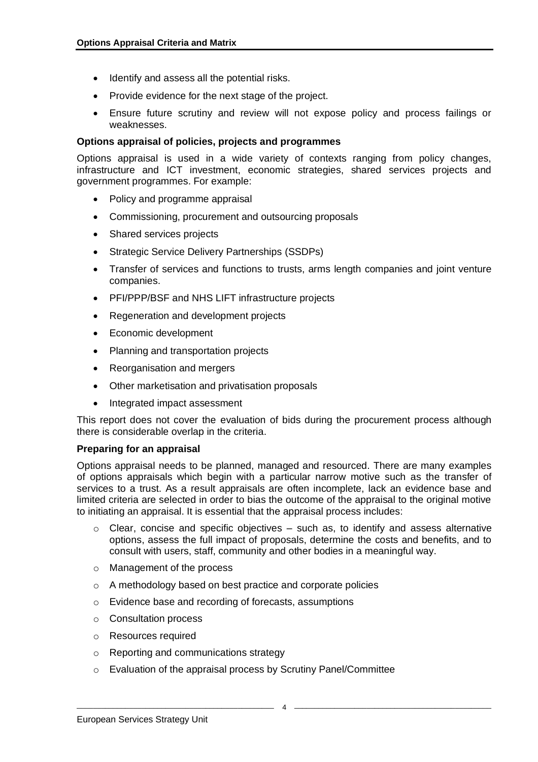- Identify and assess all the potential risks.
- Provide evidence for the next stage of the project.
- Ensure future scrutiny and review will not expose policy and process failings or weaknesses.

**Options appraisal of policies, projects and programmes**

Options appraisal is used in a wide variety of contexts ranging from policy changes, infrastructure and ICT investment, economic strategies, shared services projects and government programmes. For example:

- Policy and programme appraisal
- Commissioning, procurement and outsourcing proposals
- Shared services projects
- Strategic Service Delivery Partnerships (SSDPs)
- Transfer of services and functions to trusts, arms length companies and joint venture companies.
- PFI/PPP/BSF and NHS LIFT infrastructure projects
- Regeneration and development projects
- Economic development
- Planning and transportation projects
- Reorganisation and mergers
- Other marketisation and privatisation proposals
- Integrated impact assessment

This report does not cover the evaluation of bids during the procurement process although there is considerable overlap in the criteria.

**Preparing for an appraisal**

Options appraisal needs to be planned, managed and resourced. There are many examples of options appraisals which begin with a particular narrow motive such as the transfer of services to a trust. As a result appraisals are often incomplete, lack an evidence base and limited criteria are selected in order to bias the outcome of the appraisal to the original motive to initiating an appraisal. It is essential that the appraisal process includes:

- Clear, concise and specific objectives – such as, to identify and assess alternative options, assess the full impact of proposals, determine the costs and benefits, and to consult with users, staff, community and other bodies in a meaningful way.
- Management of the process
- A methodology based on best practice and corporate policies
- Evidence base and recording of forecasts, assumptions
- Consultation process
- Resources required
- Reporting and communications strategy
- Evaluation of the appraisal process by Scrutiny Panel/Committee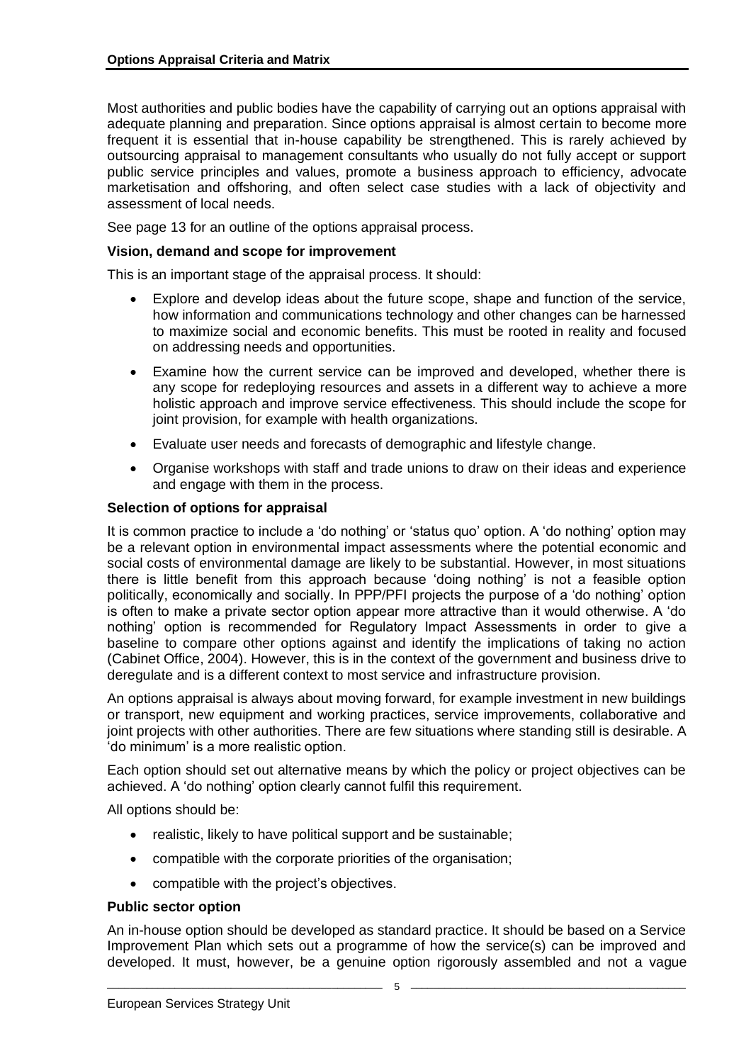Most authorities and public bodies have the capability of carrying out an options appraisal with adequate planning and preparation. Since options appraisal is almost certain to become more frequent it is essential that in-house capability be strengthened. This is rarely achieved by outsourcing appraisal to management consultants who usually do not fully accept or support public service principles and values, promote a business approach to efficiency, advocate marketisation and offshoring, and often select case studies with a lack of objectivity and assessment of local needs.

See page 13 for an outline of the options appraisal process.

**Vision, demand and scope for improvement**

This is an important stage of the appraisal process. It should:

- Explore and develop ideas about the future scope, shape and function of the service, how information and communications technology and other changes can be harnessed to maximize social and economic benefits. This must be rooted in reality and focused on addressing needs and opportunities.
- Examine how the current service can be improved and developed, whether there is any scope for redeploying resources and assets in a different way to achieve a more holistic approach and improve service effectiveness. This should include the scope for joint provision, for example with health organizations.
- Evaluate user needs and forecasts of demographic and lifestyle change.
- Organise workshops with staff and trade unions to draw on their ideas and experience and engage with them in the process.

**Selection of options for appraisal**

It is common practice to include a 'do nothing' or 'status quo' option. A 'do nothing' option may be a relevant option in environmental impact assessments where the potential economic and social costs of environmental damage are likely to be substantial. However, in most situations there is little benefit from this approach because 'doing nothing' is not a feasible option politically, economically and socially. In PPP/PFI projects the purpose of a 'do nothing' option is often to make a private sector option appear more attractive than it would otherwise. A 'do nothing' option is recommended for Regulatory Impact Assessments in order to give a baseline to compare other options against and identify the implications of taking no action (Cabinet Office, 2004). However, this is in the context of the government and business drive to deregulate and is a different context to most service and infrastructure provision.

An options appraisal is always about moving forward, for example investment in new buildings or transport, new equipment and working practices, service improvements, collaborative and joint projects with other authorities. There are few situations where standing still is desirable. A 'do minimum' is a more realistic option.

Each option should set out alternative means by which the policy or project objectives can be achieved. A 'do nothing' option clearly cannot fulfil this requirement.

All options should be:

- realistic, likely to have political support and be sustainable;
- compatible with the corporate priorities of the organisation;
- compatible with the project's objectives.

**Public sector option**

An in-house option should be developed as standard practice. It should be based on a Service Improvement Plan which sets out a programme of how the service(s) can be improved and developed. It must, however, be a genuine option rigorously assembled and not a vague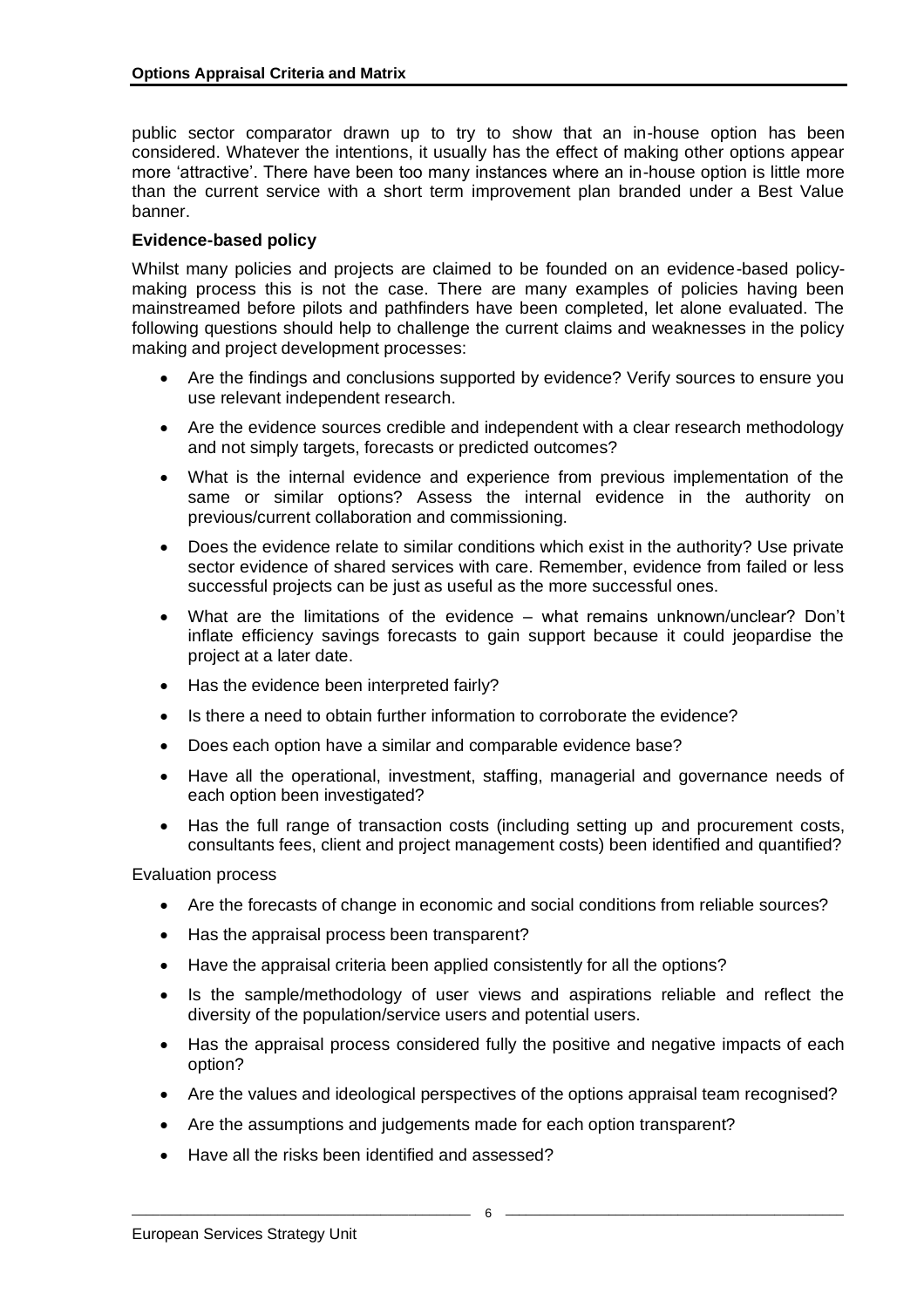public sector comparator drawn up to try to show that an in-house option has been considered. Whatever the intentions, it usually has the effect of making other options appear more 'attractive'. There have been too many instances where an in-house option is little more than the current service with a short term improvement plan branded under a Best Value banner.

**Evidence-based policy**

Whilst many policies and projects are claimed to be founded on an evidence-based policy-making process this is not the case. There are many examples of policies having been mainstreamed before pilots and pathfinders have been completed, let alone evaluated. The following questions should help to challenge the current claims and weaknesses in the policy making and project development processes:

- Are the findings and conclusions supported by evidence? Verify sources to ensure you use relevant independent research.
- Are the evidence sources credible and independent with a clear research methodology and not simply targets, forecasts or predicted outcomes?
- What is the internal evidence and experience from previous implementation of the same or similar options? Assess the internal evidence in the authority on previous/current collaboration and commissioning.
- Does the evidence relate to similar conditions which exist in the authority? Use private sector evidence of shared services with care. Remember, evidence from failed or less successful projects can be just as useful as the more successful ones.
- What are the limitations of the evidence – what remains unknown/unclear? Don't inflate efficiency savings forecasts to gain support because it could jeopardise the project at a later date.
- Has the evidence been interpreted fairly?
- Is there a need to obtain further information to corroborate the evidence?
- Does each option have a similar and comparable evidence base?
- Have all the operational, investment, staffing, managerial and governance needs of each option been investigated?
- Has the full range of transaction costs (including setting up and procurement costs, consultants fees, client and project management costs) been identified and quantified?

Evaluation process

- Are the forecasts of change in economic and social conditions from reliable sources?
- Has the appraisal process been transparent?
- Have the appraisal criteria been applied consistently for all the options?
- Is the sample/methodology of user views and aspirations reliable and reflect the diversity of the population/service users and potential users.
- Has the appraisal process considered fully the positive and negative impacts of each option?
- Are the values and ideological perspectives of the options appraisal team recognised?
- Are the assumptions and judgements made for each option transparent?
- Have all the risks been identified and assessed?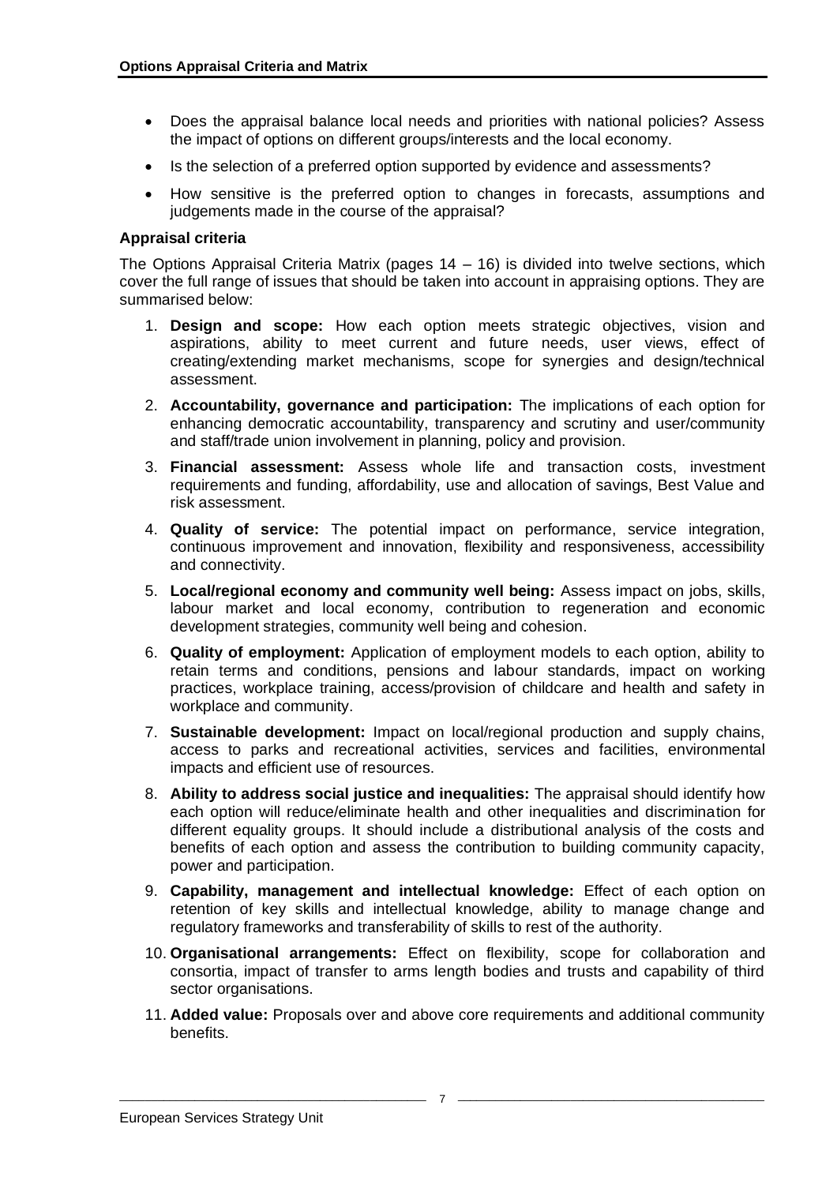- Does the appraisal balance local needs and priorities with national policies? Assess the impact of options on different groups/interests and the local economy.
- Is the selection of a preferred option supported by evidence and assessments?
- How sensitive is the preferred option to changes in forecasts, assumptions and judgements made in the course of the appraisal?

**Appraisal criteria**

The Options Appraisal Criteria Matrix (pages 14 – 16) is divided into twelve sections, which cover the full range of issues that should be taken into account in appraising options. They are summarised below:

1. **Design and scope:** How each option meets strategic objectives, vision and aspirations, ability to meet current and future needs, user views, effect of creating/extending market mechanisms, scope for synergies and design/technical assessment.
2. **Accountability, governance and participation:** The implications of each option for enhancing democratic accountability, transparency and scrutiny and user/community and staff/trade union involvement in planning, policy and provision.
3. **Financial assessment:** Assess whole life and transaction costs, investment requirements and funding, affordability, use and allocation of savings, Best Value and risk assessment.
4. **Quality of service:** The potential impact on performance, service integration, continuous improvement and innovation, flexibility and responsiveness, accessibility and connectivity.
5. **Local/regional economy and community well being:** Assess impact on jobs, skills, labour market and local economy, contribution to regeneration and economic development strategies, community well being and cohesion.
6. **Quality of employment:** Application of employment models to each option, ability to retain terms and conditions, pensions and labour standards, impact on working practices, workplace training, access/provision of childcare and health and safety in workplace and community.
7. **Sustainable development:** Impact on local/regional production and supply chains, access to parks and recreational activities, services and facilities, environmental impacts and efficient use of resources.
8. **Ability to address social justice and inequalities:** The appraisal should identify how each option will reduce/eliminate health and other inequalities and discrimination for different equality groups. It should include a distributional analysis of the costs and benefits of each option and assess the contribution to building community capacity, power and participation.
9. **Capability, management and intellectual knowledge:** Effect of each option on retention of key skills and intellectual knowledge, ability to manage change and regulatory frameworks and transferability of skills to rest of the authority.
10. **Organisational arrangements:** Effect on flexibility, scope for collaboration and consortia, impact of transfer to arms length bodies and trusts and capability of third sector organisations.
11. **Added value:** Proposals over and above core requirements and additional community benefits.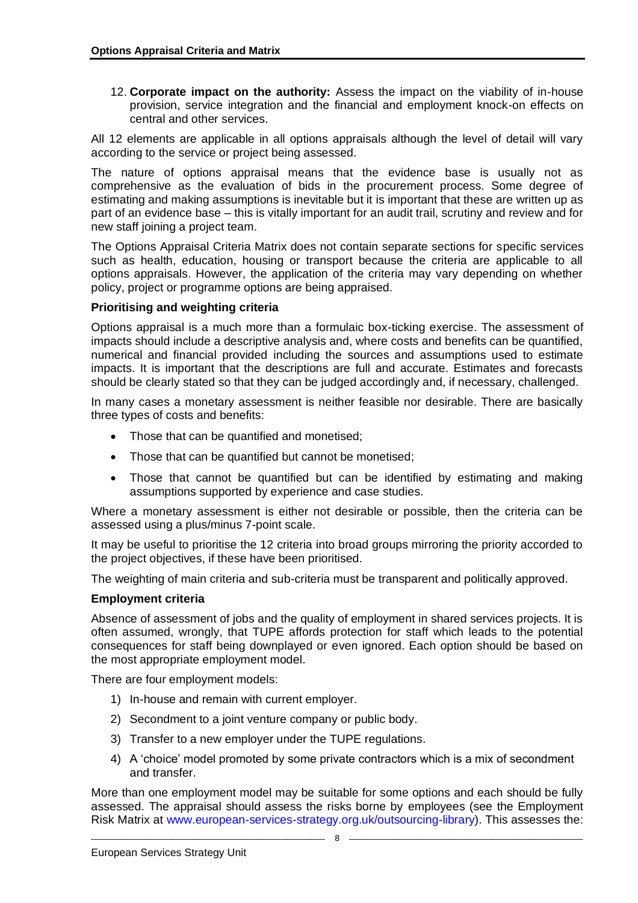12. **Corporate impact on the authority:** Assess the impact on the viability of in-house provision, service integration and the financial and employment knock-on effects on central and other services.

All 12 elements are applicable in all options appraisals although the level of detail will vary according to the service or project being assessed.

The nature of options appraisal means that the evidence base is usually not as comprehensive as the evaluation of bids in the procurement process. Some degree of estimating and making assumptions is inevitable but it is important that these are written up as part of an evidence base – this is vitally important for an audit trail, scrutiny and review and for new staff joining a project team.

The Options Appraisal Criteria Matrix does not contain separate sections for specific services such as health, education, housing or transport because the criteria are applicable to all options appraisals. However, the application of the criteria may vary depending on whether policy, project or programme options are being appraised.

### Prioritising and weighting criteria

Options appraisal is a much more than a formulaic box-ticking exercise. The assessment of impacts should include a descriptive analysis and, where costs and benefits can be quantified, numerical and financial provided including the sources and assumptions used to estimate impacts. It is important that the descriptions are full and accurate. Estimates and forecasts should be clearly stated so that they can be judged accordingly and, if necessary, challenged.

In many cases a monetary assessment is neither feasible nor desirable. There are basically three types of costs and benefits:

- Those that can be quantified and monetised;
- Those that can be quantified but cannot be monetised;
- Those that cannot be quantified but can be identified by estimating and making assumptions supported by experience and case studies.

Where a monetary assessment is either not desirable or possible, then the criteria can be assessed using a plus/minus 7-point scale.

It may be useful to prioritise the 12 criteria into broad groups mirroring the priority accorded to the project objectives, if these have been prioritised.

The weighting of main criteria and sub-criteria must be transparent and politically approved.

### Employment criteria

Absence of assessment of jobs and the quality of employment in shared services projects. It is often assumed, wrongly, that TUPE affords protection for staff which leads to the potential consequences for staff being downplayed or even ignored. Each option should be based on the most appropriate employment model.

There are four employment models:

1) In-house and remain with current employer.
2) Secondment to a joint venture company or public body.
3) Transfer to a new employer under the TUPE regulations.
4) A 'choice' model promoted by some private contractors which is a mix of secondment and transfer.

More than one employment model may be suitable for some options and each should be fully assessed. The appraisal should assess the risks borne by employees (see the Employment Risk Matrix at www.european-services-strategy.org.uk/outsourcing-library). This assesses the: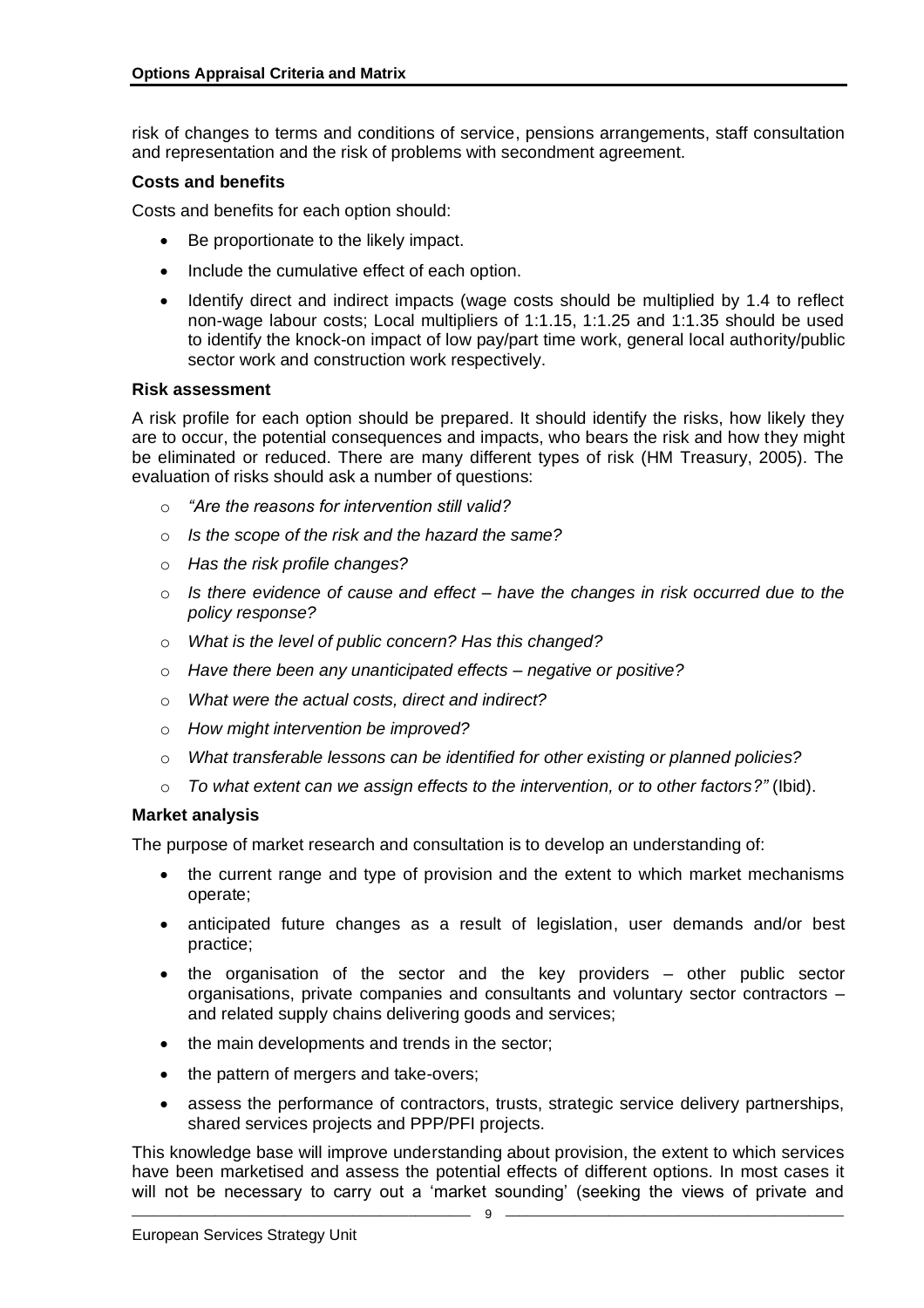risk of changes to terms and conditions of service, pensions arrangements, staff consultation and representation and the risk of problems with secondment agreement.

**Costs and benefits**

Costs and benefits for each option should:

- Be proportionate to the likely impact.
- Include the cumulative effect of each option.
- Identify direct and indirect impacts (wage costs should be multiplied by 1.4 to reflect non-wage labour costs; Local multipliers of 1:1.15, 1:1.25 and 1:1.35 should be used to identify the knock-on impact of low pay/part time work, general local authority/public sector work and construction work respectively.

**Risk assessment**

A risk profile for each option should be prepared. It should identify the risks, how likely they are to occur, the potential consequences and impacts, who bears the risk and how they might be eliminated or reduced. There are many different types of risk (HM Treasury, 2005). The evaluation of risks should ask a number of questions:

- *"Are the reasons for intervention still valid?*
- *Is the scope of the risk and the hazard the same?*
- *Has the risk profile changes?*
- *Is there evidence of cause and effect – have the changes in risk occurred due to the policy response?*
- *What is the level of public concern? Has this changed?*
- *Have there been any unanticipated effects – negative or positive?*
- *What were the actual costs, direct and indirect?*
- *How might intervention be improved?*
- *What transferable lessons can be identified for other existing or planned policies?*
- *To what extent can we assign effects to the intervention, or to other factors?"* (Ibid).

**Market analysis**

The purpose of market research and consultation is to develop an understanding of:

- the current range and type of provision and the extent to which market mechanisms operate;
- anticipated future changes as a result of legislation, user demands and/or best practice;
- the organisation of the sector and the key providers – other public sector organisations, private companies and consultants and voluntary sector contractors – and related supply chains delivering goods and services;
- the main developments and trends in the sector;
- the pattern of mergers and take-overs;
- assess the performance of contractors, trusts, strategic service delivery partnerships, shared services projects and PPP/PFI projects.

This knowledge base will improve understanding about provision, the extent to which services have been marketised and assess the potential effects of different options. In most cases it will not be necessary to carry out a 'market sounding' (seeking the views of private and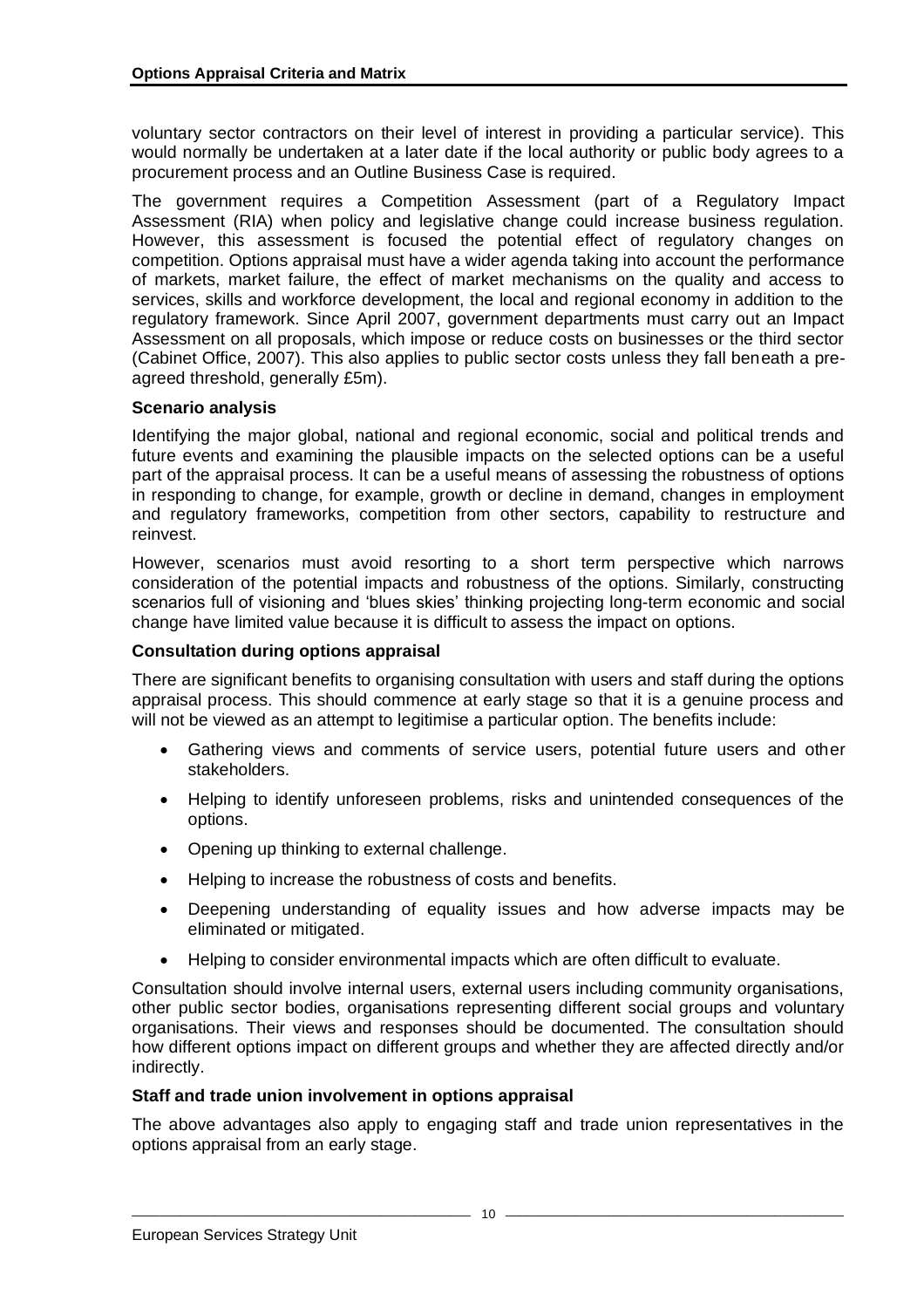voluntary sector contractors on their level of interest in providing a particular service). This would normally be undertaken at a later date if the local authority or public body agrees to a procurement process and an Outline Business Case is required.

The government requires a Competition Assessment (part of a Regulatory Impact Assessment (RIA) when policy and legislative change could increase business regulation. However, this assessment is focused the potential effect of regulatory changes on competition. Options appraisal must have a wider agenda taking into account the performance of markets, market failure, the effect of market mechanisms on the quality and access to services, skills and workforce development, the local and regional economy in addition to the regulatory framework. Since April 2007, government departments must carry out an Impact Assessment on all proposals, which impose or reduce costs on businesses or the third sector (Cabinet Office, 2007). This also applies to public sector costs unless they fall beneath a pre-agreed threshold, generally £5m).

**Scenario analysis**

Identifying the major global, national and regional economic, social and political trends and future events and examining the plausible impacts on the selected options can be a useful part of the appraisal process. It can be a useful means of assessing the robustness of options in responding to change, for example, growth or decline in demand, changes in employment and regulatory frameworks, competition from other sectors, capability to restructure and reinvest.

However, scenarios must avoid resorting to a short term perspective which narrows consideration of the potential impacts and robustness of the options. Similarly, constructing scenarios full of visioning and 'blues skies' thinking projecting long-term economic and social change have limited value because it is difficult to assess the impact on options.

**Consultation during options appraisal**

There are significant benefits to organising consultation with users and staff during the options appraisal process. This should commence at early stage so that it is a genuine process and will not be viewed as an attempt to legitimise a particular option. The benefits include:

- Gathering views and comments of service users, potential future users and other stakeholders.
- Helping to identify unforeseen problems, risks and unintended consequences of the options.
- Opening up thinking to external challenge.
- Helping to increase the robustness of costs and benefits.
- Deepening understanding of equality issues and how adverse impacts may be eliminated or mitigated.
- Helping to consider environmental impacts which are often difficult to evaluate.

Consultation should involve internal users, external users including community organisations, other public sector bodies, organisations representing different social groups and voluntary organisations. Their views and responses should be documented. The consultation should how different options impact on different groups and whether they are affected directly and/or indirectly.

**Staff and trade union involvement in options appraisal**

The above advantages also apply to engaging staff and trade union representatives in the options appraisal from an early stage.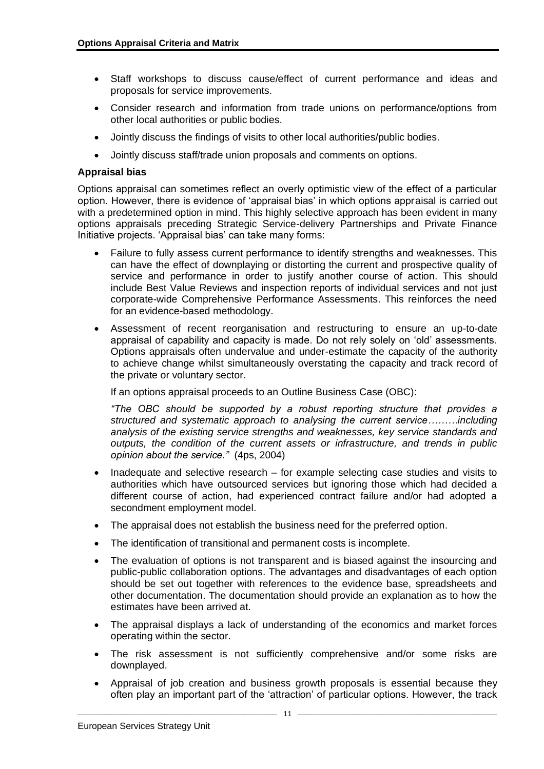- Staff workshops to discuss cause/effect of current performance and ideas and proposals for service improvements.
- Consider research and information from trade unions on performance/options from other local authorities or public bodies.
- Jointly discuss the findings of visits to other local authorities/public bodies.
- Jointly discuss staff/trade union proposals and comments on options.

**Appraisal bias**

Options appraisal can sometimes reflect an overly optimistic view of the effect of a particular option. However, there is evidence of 'appraisal bias' in which options appraisal is carried out with a predetermined option in mind. This highly selective approach has been evident in many options appraisals preceding Strategic Service-delivery Partnerships and Private Finance Initiative projects. 'Appraisal bias' can take many forms:

- Failure to fully assess current performance to identify strengths and weaknesses. This can have the effect of downplaying or distorting the current and prospective quality of service and performance in order to justify another course of action. This should include Best Value Reviews and inspection reports of individual services and not just corporate-wide Comprehensive Performance Assessments. This reinforces the need for an evidence-based methodology.
- Assessment of recent reorganisation and restructuring to ensure an up-to-date appraisal of capability and capacity is made. Do not rely solely on 'old' assessments. Options appraisals often undervalue and under-estimate the capacity of the authority to achieve change whilst simultaneously overstating the capacity and track record of the private or voluntary sector.

  If an options appraisal proceeds to an Outline Business Case (OBC):

  *"The OBC should be supported by a robust reporting structure that provides a structured and systematic approach to analysing the current service………including analysis of the existing service strengths and weaknesses, key service standards and outputs, the condition of the current assets or infrastructure, and trends in public opinion about the service."* (4ps, 2004)

- Inadequate and selective research – for example selecting case studies and visits to authorities which have outsourced services but ignoring those which had decided a different course of action, had experienced contract failure and/or had adopted a secondment employment model.
- The appraisal does not establish the business need for the preferred option.
- The identification of transitional and permanent costs is incomplete.
- The evaluation of options is not transparent and is biased against the insourcing and public-public collaboration options. The advantages and disadvantages of each option should be set out together with references to the evidence base, spreadsheets and other documentation. The documentation should provide an explanation as to how the estimates have been arrived at.
- The appraisal displays a lack of understanding of the economics and market forces operating within the sector.
- The risk assessment is not sufficiently comprehensive and/or some risks are downplayed.
- Appraisal of job creation and business growth proposals is essential because they often play an important part of the 'attraction' of particular options. However, the track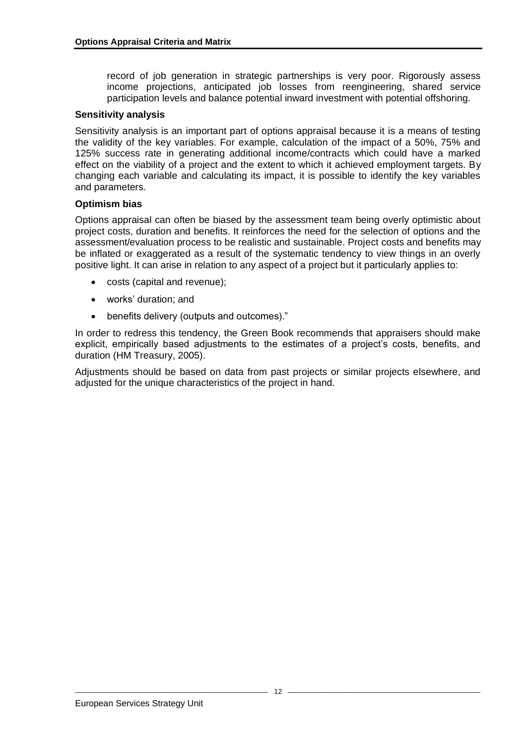record of job generation in strategic partnerships is very poor. Rigorously assess income projections, anticipated job losses from reengineering, shared service participation levels and balance potential inward investment with potential offshoring.

**Sensitivity analysis**

Sensitivity analysis is an important part of options appraisal because it is a means of testing the validity of the key variables. For example, calculation of the impact of a 50%, 75% and 125% success rate in generating additional income/contracts which could have a marked effect on the viability of a project and the extent to which it achieved employment targets. By changing each variable and calculating its impact, it is possible to identify the key variables and parameters.

**Optimism bias**

Options appraisal can often be biased by the assessment team being overly optimistic about project costs, duration and benefits. It reinforces the need for the selection of options and the assessment/evaluation process to be realistic and sustainable. Project costs and benefits may be inflated or exaggerated as a result of the systematic tendency to view things in an overly positive light. It can arise in relation to any aspect of a project but it particularly applies to:

- costs (capital and revenue);
- works' duration; and
- benefits delivery (outputs and outcomes)."

In order to redress this tendency, the Green Book recommends that appraisers should make explicit, empirically based adjustments to the estimates of a project's costs, benefits, and duration (HM Treasury, 2005).

Adjustments should be based on data from past projects or similar projects elsewhere, and adjusted for the unique characteristics of the project in hand.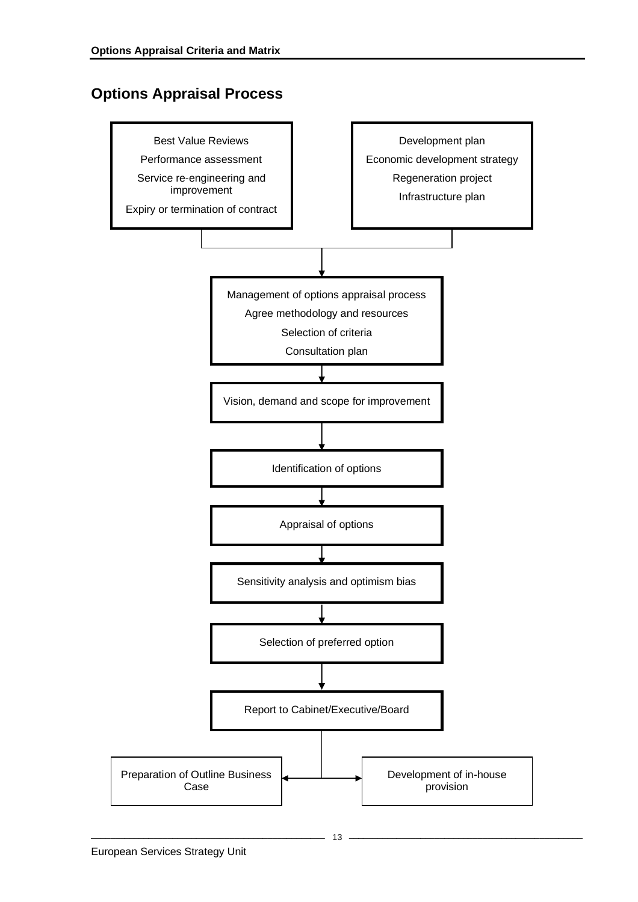## Options Appraisal Process

Best Value Reviews

Performance assessment

Service re-engineering and improvement

Expiry or termination of contract

Development plan

Economic development strategy

Regeneration project

Infrastructure plan

↓

Management of options appraisal process

Agree methodology and resources

Selection of criteria

Consultation plan

↓

Vision, demand and scope for improvement

↓

Identification of options

↓

Appraisal of options

↓

Sensitivity analysis and optimism bias

↓

Selection of preferred option

↓

Report to Cabinet/Executive/Board

↓

Preparation of Outline Business Case | Development of in-house provision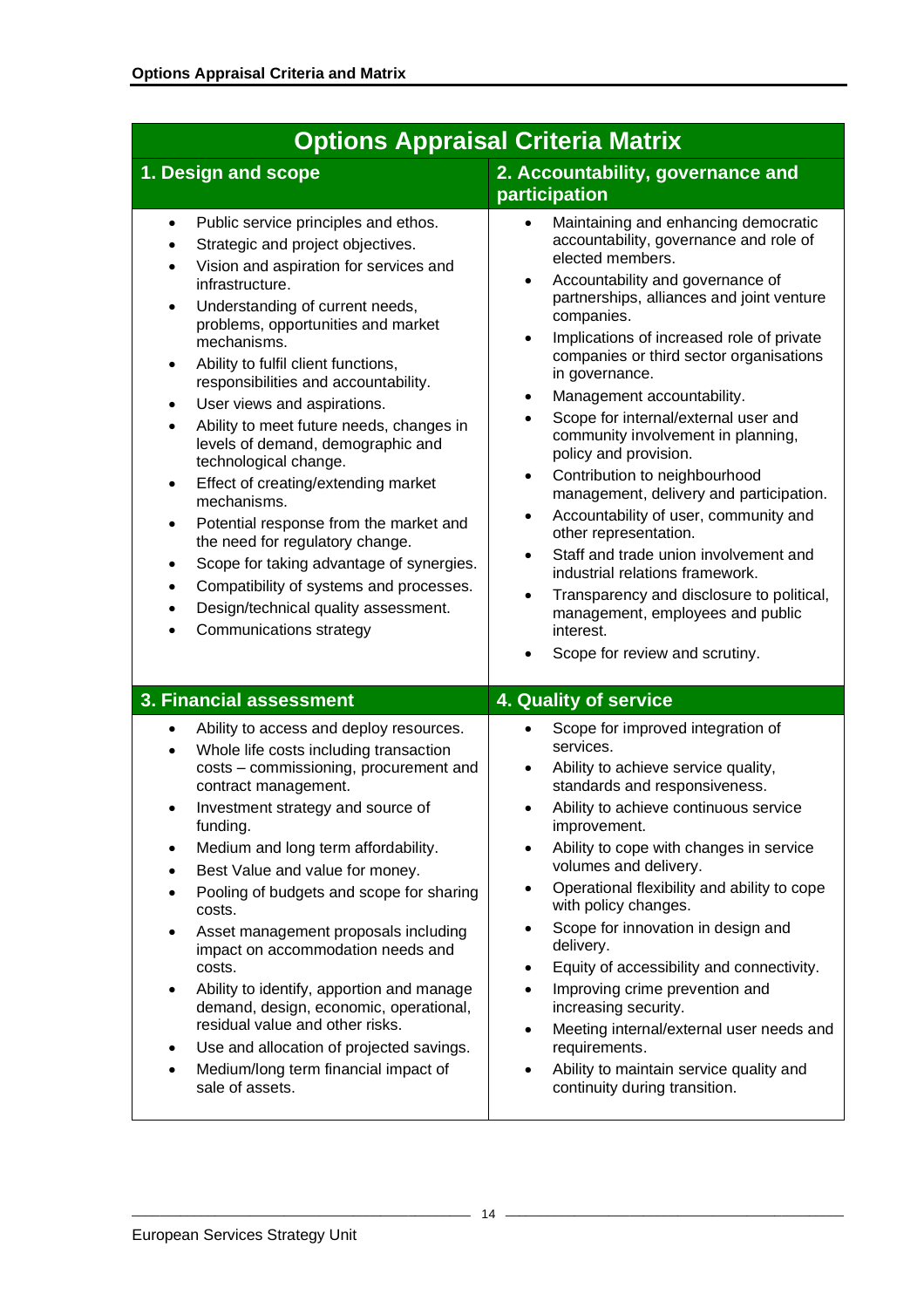# Options Appraisal Criteria Matrix

## 1. Design and scope

- Public service principles and ethos.
- Strategic and project objectives.
- Vision and aspiration for services and infrastructure.
- Understanding of current needs, problems, opportunities and market mechanisms.
- Ability to fulfil client functions, responsibilities and accountability.
- User views and aspirations.
- Ability to meet future needs, changes in levels of demand, demographic and technological change.
- Effect of creating/extending market mechanisms.
- Potential response from the market and the need for regulatory change.
- Scope for taking advantage of synergies.
- Compatibility of systems and processes.
- Design/technical quality assessment.
- Communications strategy

## 2. Accountability, governance and participation

- Maintaining and enhancing democratic accountability, governance and role of elected members.
- Accountability and governance of partnerships, alliances and joint venture companies.
- Implications of increased role of private companies or third sector organisations in governance.
- Management accountability.
- Scope for internal/external user and community involvement in planning, policy and provision.
- Contribution to neighbourhood management, delivery and participation.
- Accountability of user, community and other representation.
- Staff and trade union involvement and industrial relations framework.
- Transparency and disclosure to political, management, employees and public interest.
- Scope for review and scrutiny.

## 3. Financial assessment

- Ability to access and deploy resources.
- Whole life costs including transaction costs – commissioning, procurement and contract management.
- Investment strategy and source of funding.
- Medium and long term affordability.
- Best Value and value for money.
- Pooling of budgets and scope for sharing costs.
- Asset management proposals including impact on accommodation needs and costs.
- Ability to identify, apportion and manage demand, design, economic, operational, residual value and other risks.
- Use and allocation of projected savings.
- Medium/long term financial impact of sale of assets.

## 4. Quality of service

- Scope for improved integration of services.
- Ability to achieve service quality, standards and responsiveness.
- Ability to achieve continuous service improvement.
- Ability to cope with changes in service volumes and delivery.
- Operational flexibility and ability to cope with policy changes.
- Scope for innovation in design and delivery.
- Equity of accessibility and connectivity.
- Improving crime prevention and increasing security.
- Meeting internal/external user needs and requirements.
- Ability to maintain service quality and continuity during transition.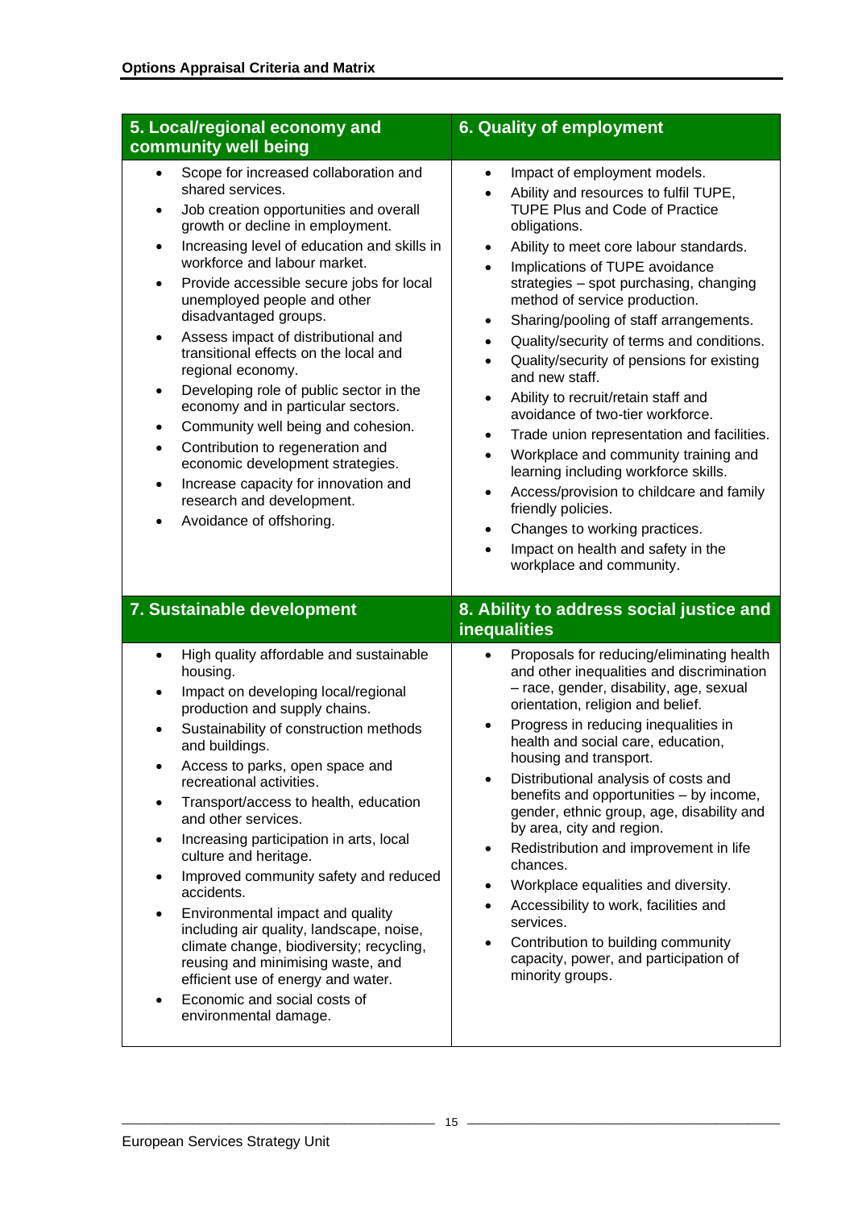## 5. Local/regional economy and community well being

- Scope for increased collaboration and shared services.
- Job creation opportunities and overall growth or decline in employment.
- Increasing level of education and skills in workforce and labour market.
- Provide accessible secure jobs for local unemployed people and other disadvantaged groups.
- Assess impact of distributional and transitional effects on the local and regional economy.
- Developing role of public sector in the economy and in particular sectors.
- Community well being and cohesion.
- Contribution to regeneration and economic development strategies.
- Increase capacity for innovation and research and development.
- Avoidance of offshoring.

## 6. Quality of employment

- Impact of employment models.
- Ability and resources to fulfil TUPE, TUPE Plus and Code of Practice obligations.
- Ability to meet core labour standards.
- Implications of TUPE avoidance strategies – spot purchasing, changing method of service production.
- Sharing/pooling of staff arrangements.
- Quality/security of terms and conditions.
- Quality/security of pensions for existing and new staff.
- Ability to recruit/retain staff and avoidance of two-tier workforce.
- Trade union representation and facilities.
- Workplace and community training and learning including workforce skills.
- Access/provision to childcare and family friendly policies.
- Changes to working practices.
- Impact on health and safety in the workplace and community.

## 7. Sustainable development

- High quality affordable and sustainable housing.
- Impact on developing local/regional production and supply chains.
- Sustainability of construction methods and buildings.
- Access to parks, open space and recreational activities.
- Transport/access to health, education and other services.
- Increasing participation in arts, local culture and heritage.
- Improved community safety and reduced accidents.
- Environmental impact and quality including air quality, landscape, noise, climate change, biodiversity; recycling, reusing and minimising waste, and efficient use of energy and water.
- Economic and social costs of environmental damage.

## 8. Ability to address social justice and inequalities

- Proposals for reducing/eliminating health and other inequalities and discrimination – race, gender, disability, age, sexual orientation, religion and belief.
- Progress in reducing inequalities in health and social care, education, housing and transport.
- Distributional analysis of costs and benefits and opportunities – by income, gender, ethnic group, age, disability and by area, city and region.
- Redistribution and improvement in life chances.
- Workplace equalities and diversity.
- Accessibility to work, facilities and services.
- Contribution to building community capacity, power, and participation of minority groups.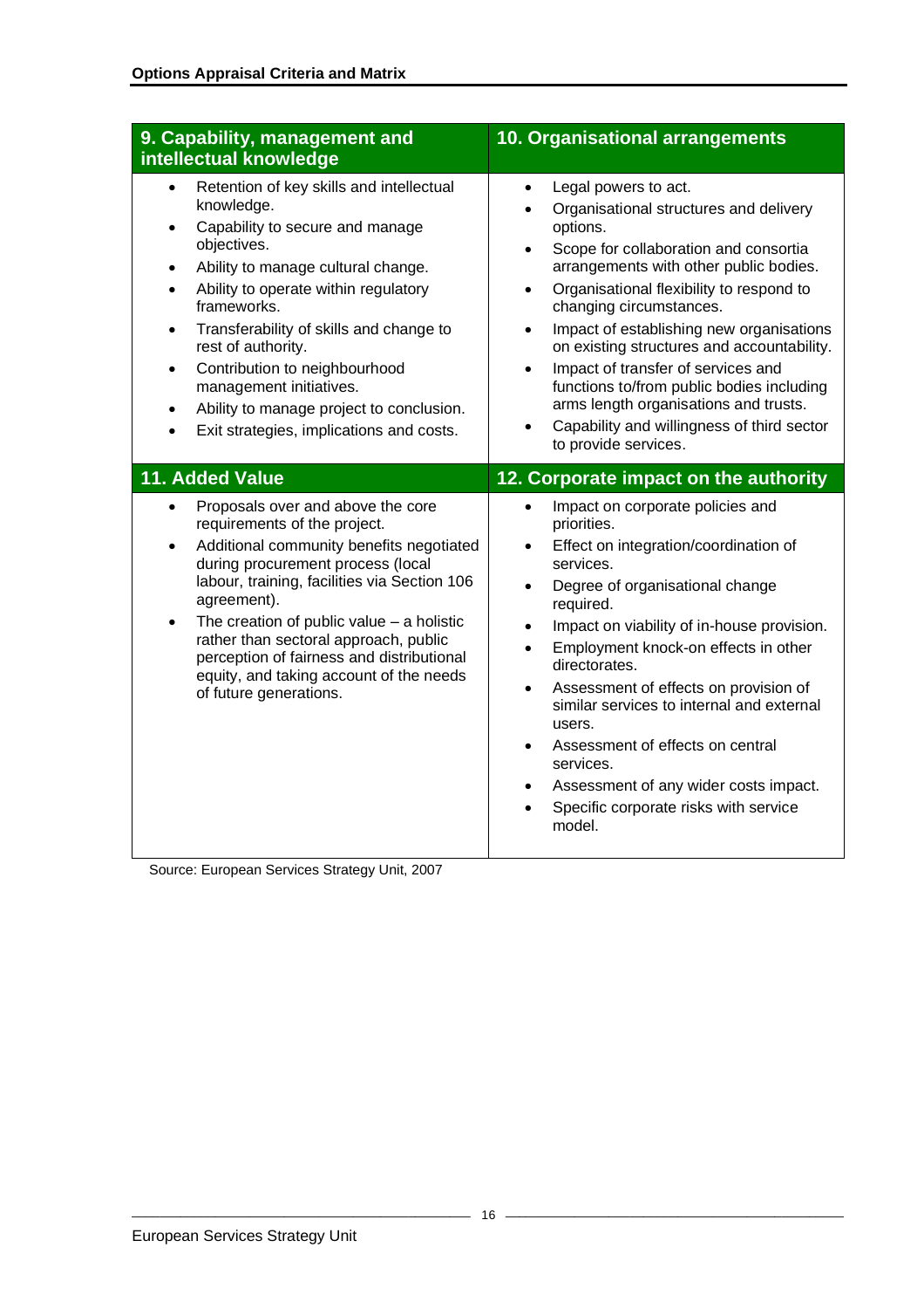## Options Appraisal Criteria and Matrix

### 9. Capability, management and intellectual knowledge

- Retention of key skills and intellectual knowledge.
- Capability to secure and manage objectives.
- Ability to manage cultural change.
- Ability to operate within regulatory frameworks.
- Transferability of skills and change to rest of authority.
- Contribution to neighbourhood management initiatives.
- Ability to manage project to conclusion.
- Exit strategies, implications and costs.

### 10. Organisational arrangements

- Legal powers to act.
- Organisational structures and delivery options.
- Scope for collaboration and consortia arrangements with other public bodies.
- Organisational flexibility to respond to changing circumstances.
- Impact of establishing new organisations on existing structures and accountability.
- Impact of transfer of services and functions to/from public bodies including arms length organisations and trusts.
- Capability and willingness of third sector to provide services.

### 11. Added Value

- Proposals over and above the core requirements of the project.
- Additional community benefits negotiated during procurement process (local labour, training, facilities via Section 106 agreement).
- The creation of public value – a holistic rather than sectoral approach, public perception of fairness and distributional equity, and taking account of the needs of future generations.

### 12. Corporate impact on the authority

- Impact on corporate policies and priorities.
- Effect on integration/coordination of services.
- Degree of organisational change required.
- Impact on viability of in-house provision.
- Employment knock-on effects in other directorates.
- Assessment of effects on provision of similar services to internal and external users.
- Assessment of effects on central services.
- Assessment of any wider costs impact.
- Specific corporate risks with service model.

Source: European Services Strategy Unit, 2007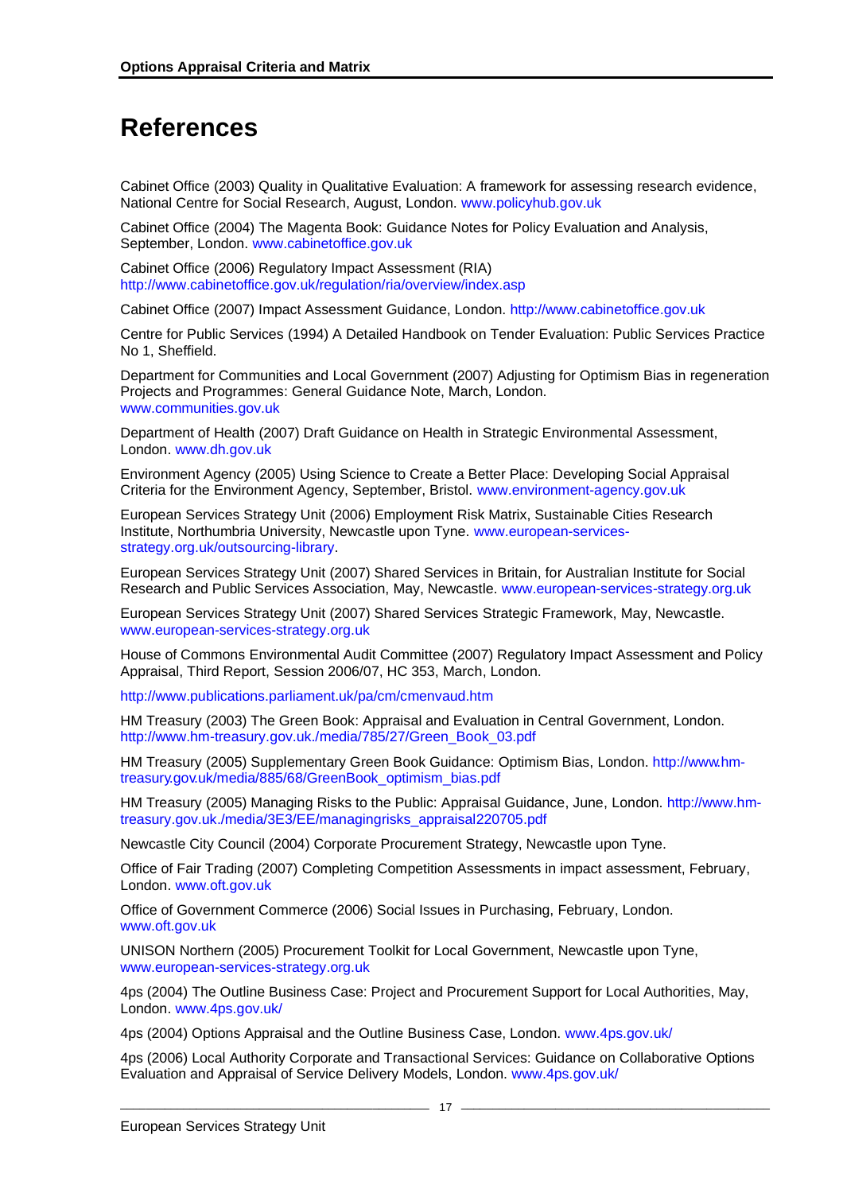# References

Cabinet Office (2003) Quality in Qualitative Evaluation: A framework for assessing research evidence, National Centre for Social Research, August, London. www.policyhub.gov.uk

Cabinet Office (2004) The Magenta Book: Guidance Notes for Policy Evaluation and Analysis, September, London. www.cabinetoffice.gov.uk

Cabinet Office (2006) Regulatory Impact Assessment (RIA) http://www.cabinetoffice.gov.uk/regulation/ria/overview/index.asp

Cabinet Office (2007) Impact Assessment Guidance, London. http://www.cabinetoffice.gov.uk

Centre for Public Services (1994) A Detailed Handbook on Tender Evaluation: Public Services Practice No 1, Sheffield.

Department for Communities and Local Government (2007) Adjusting for Optimism Bias in regeneration Projects and Programmes: General Guidance Note, March, London. www.communities.gov.uk

Department of Health (2007) Draft Guidance on Health in Strategic Environmental Assessment, London. www.dh.gov.uk

Environment Agency (2005) Using Science to Create a Better Place: Developing Social Appraisal Criteria for the Environment Agency, September, Bristol. www.environment-agency.gov.uk

European Services Strategy Unit (2006) Employment Risk Matrix, Sustainable Cities Research Institute, Northumbria University, Newcastle upon Tyne. www.european-services-strategy.org.uk/outsourcing-library.

European Services Strategy Unit (2007) Shared Services in Britain, for Australian Institute for Social Research and Public Services Association, May, Newcastle. www.european-services-strategy.org.uk

European Services Strategy Unit (2007) Shared Services Strategic Framework, May, Newcastle. www.european-services-strategy.org.uk

House of Commons Environmental Audit Committee (2007) Regulatory Impact Assessment and Policy Appraisal, Third Report, Session 2006/07, HC 353, March, London.

http://www.publications.parliament.uk/pa/cm/cmenvaud.htm

HM Treasury (2003) The Green Book: Appraisal and Evaluation in Central Government, London. http://www.hm-treasury.gov.uk./media/785/27/Green_Book_03.pdf

HM Treasury (2005) Supplementary Green Book Guidance: Optimism Bias, London. http://www.hm-treasury.gov.uk/media/885/68/GreenBook_optimism_bias.pdf

HM Treasury (2005) Managing Risks to the Public: Appraisal Guidance, June, London. http://www.hm-treasury.gov.uk./media/3E3/EE/managingrisks_appraisal220705.pdf

Newcastle City Council (2004) Corporate Procurement Strategy, Newcastle upon Tyne.

Office of Fair Trading (2007) Completing Competition Assessments in impact assessment, February, London. www.oft.gov.uk

Office of Government Commerce (2006) Social Issues in Purchasing, February, London. www.oft.gov.uk

UNISON Northern (2005) Procurement Toolkit for Local Government, Newcastle upon Tyne, www.european-services-strategy.org.uk

4ps (2004) The Outline Business Case: Project and Procurement Support for Local Authorities, May, London. www.4ps.gov.uk/

4ps (2004) Options Appraisal and the Outline Business Case, London. www.4ps.gov.uk/

4ps (2006) Local Authority Corporate and Transactional Services: Guidance on Collaborative Options Evaluation and Appraisal of Service Delivery Models, London. www.4ps.gov.uk/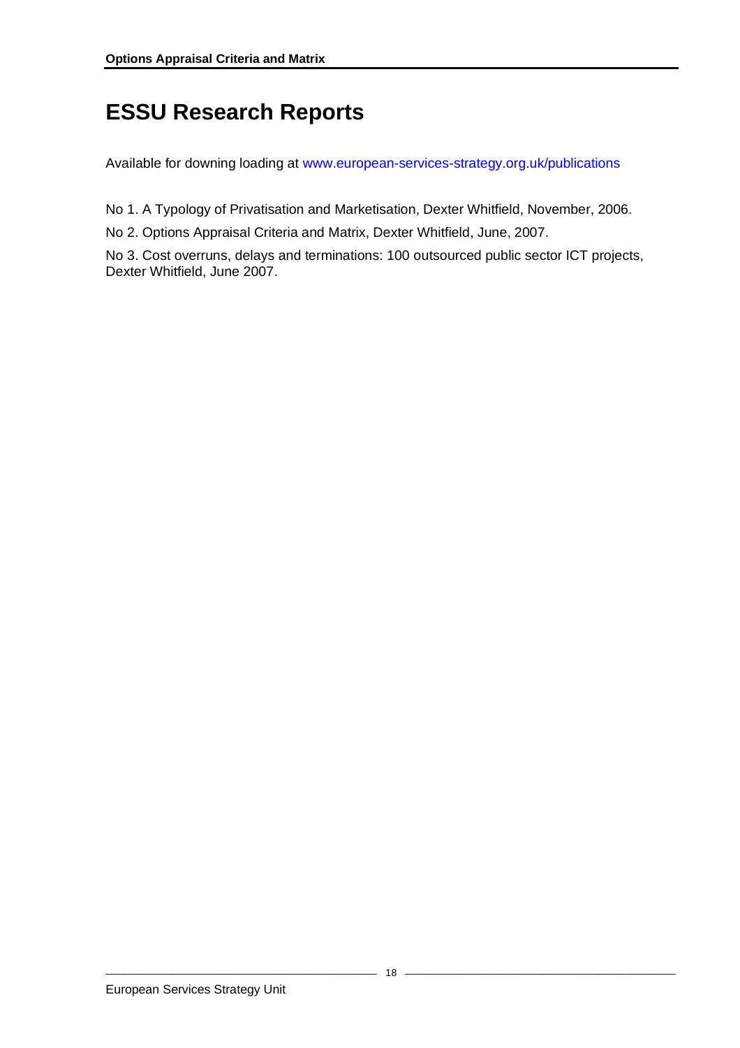# ESSU Research Reports

Available for downing loading at www.european-services-strategy.org.uk/publications

No 1. A Typology of Privatisation and Marketisation, Dexter Whitfield, November, 2006.

No 2. Options Appraisal Criteria and Matrix, Dexter Whitfield, June, 2007.

No 3. Cost overruns, delays and terminations: 100 outsourced public sector ICT projects, Dexter Whitfield, June 2007.